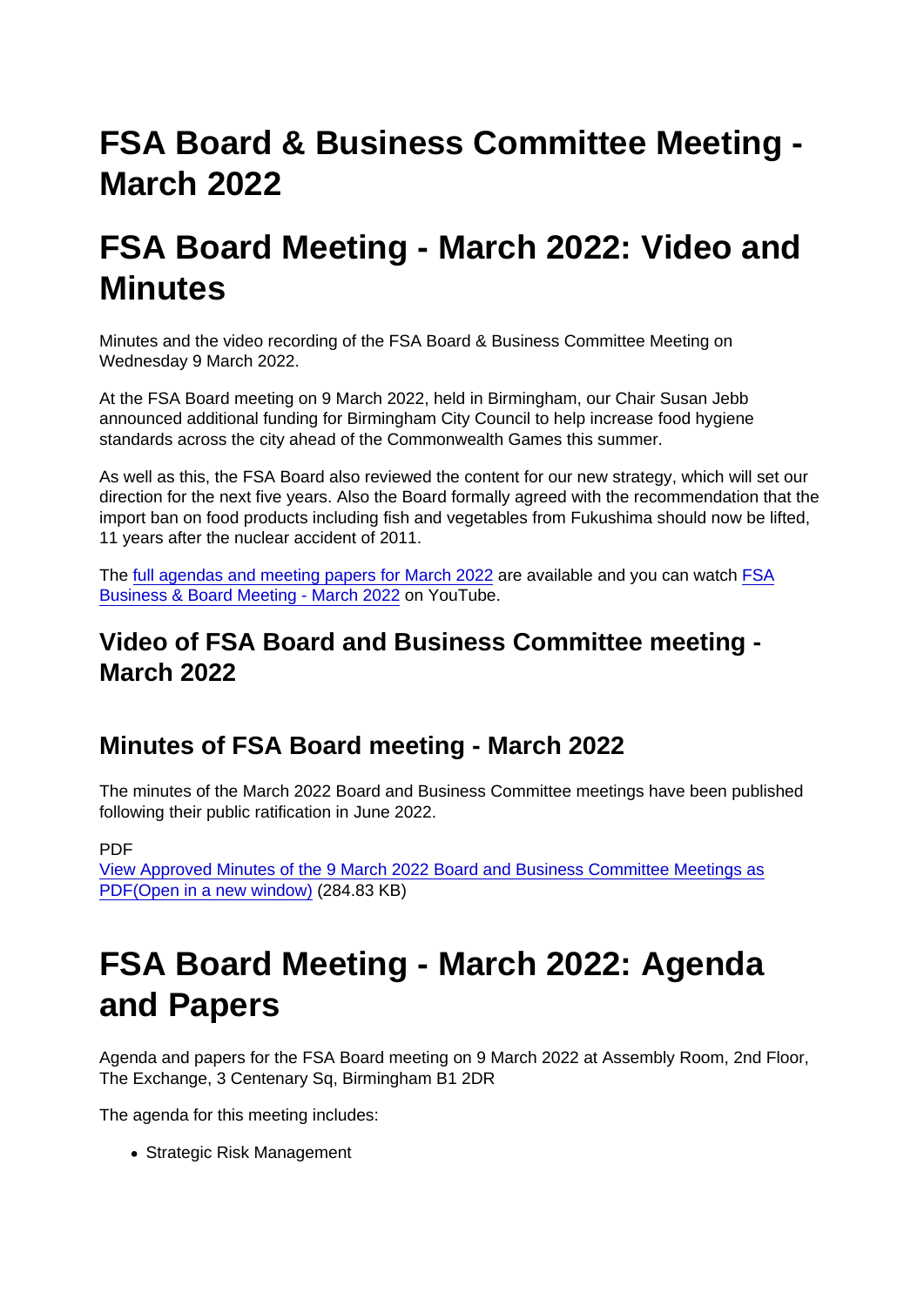# FSA Board & Business Committee Meeting - March 2022

# FSA Board Meeting - March 2022: Video and Minutes

Minutes and the video recording of the FSA Board & Business Committee Meeting on Wednesday 9 March 2022.

At the FSA Board meeting on 9 March 2022, held in Birmingham, our Chair Susan Jebb announced additional funding for Birmingham City Council to help increase food hygiene standards across the city ahead of the Commonwealth Games this summer.

As well as this, the FSA Board also reviewed the content for our new strategy, which will set our direction for the next five years. Also the Board formally agreed with the recommendation that the import ban on food products including fish and vegetables from Fukushima should now be lifted, 11 years after the nuclear accident of 2011.

The full agendas and meeting papers for March 2022 are available and you can watch FSA Business & Board Meeting - March 2022 on YouTube.

## Video of FSA Board and Business Committee meeting - March 2022

## Minutes of FSA Board meeting - March 2022

The minutes of the March 2022 Board and Business Committee meetings have been published following their public ratification in June 2022.

PDF
View Approved Minutes of the 9 March 2022 Board and Business Committee Meetings as PDF(Open in a new window) (284.83 KB)

# FSA Board Meeting - March 2022: Agenda and Papers

Agenda and papers for the FSA Board meeting on 9 March 2022 at Assembly Room, 2nd Floor, The Exchange, 3 Centenary Sq, Birmingham B1 2DR

The agenda for this meeting includes:

- Strategic Risk Management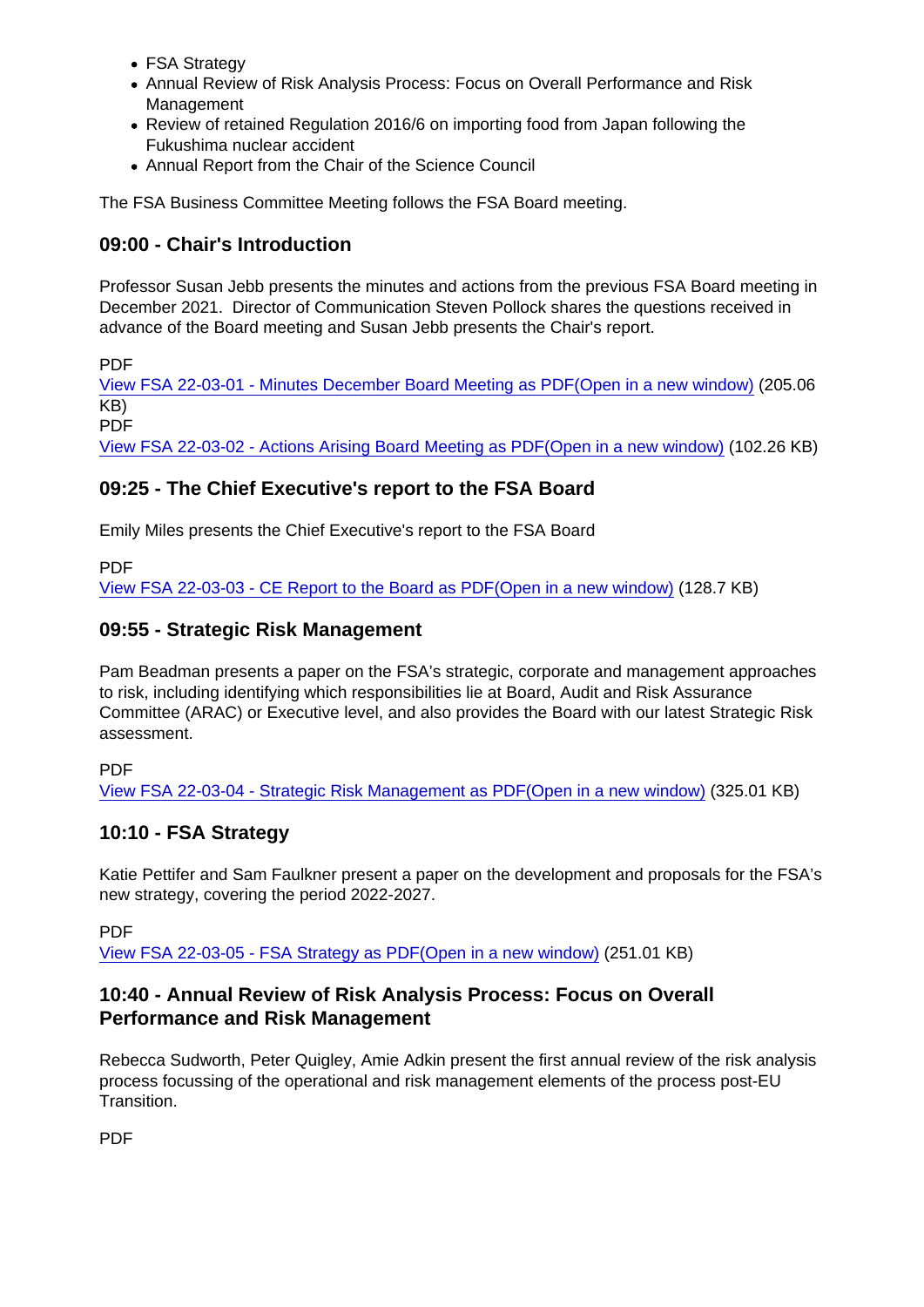- FSA Strategy
- Annual Review of Risk Analysis Process: Focus on Overall Performance and Risk Management
- Review of retained Regulation 2016/6 on importing food from Japan following the Fukushima nuclear accident
- Annual Report from the Chair of the Science Council

The FSA Business Committee Meeting follows the FSA Board meeting.

### 09:00 - Chair's Introduction

Professor Susan Jebb presents the minutes and actions from the previous FSA Board meeting in December 2021. Director of Communication Steven Pollock shares the questions received in advance of the Board meeting and Susan Jebb presents the Chair's report.

PDF
[View FSA 22-03-01 - Minutes December Board Meeting as PDF(Open in a new window)] (205.06 KB)
PDF
[View FSA 22-03-02 - Actions Arising Board Meeting as PDF(Open in a new window)] (102.26 KB)

### 09:25 - The Chief Executive's report to the FSA Board

Emily Miles presents the Chief Executive's report to the FSA Board

PDF
[View FSA 22-03-03 - CE Report to the Board as PDF(Open in a new window)] (128.7 KB)

### 09:55 - Strategic Risk Management

Pam Beadman presents a paper on the FSA's strategic, corporate and management approaches to risk, including identifying which responsibilities lie at Board, Audit and Risk Assurance Committee (ARAC) or Executive level, and also provides the Board with our latest Strategic Risk assessment.

PDF
[View FSA 22-03-04 - Strategic Risk Management as PDF(Open in a new window)] (325.01 KB)

### 10:10 - FSA Strategy

Katie Pettifer and Sam Faulkner present a paper on the development and proposals for the FSA's new strategy, covering the period 2022-2027.

PDF
[View FSA 22-03-05 - FSA Strategy as PDF(Open in a new window)] (251.01 KB)

### 10:40 - Annual Review of Risk Analysis Process: Focus on Overall Performance and Risk Management

Rebecca Sudworth, Peter Quigley, Amie Adkin present the first annual review of the risk analysis process focussing of the operational and risk management elements of the process post-EU Transition.

PDF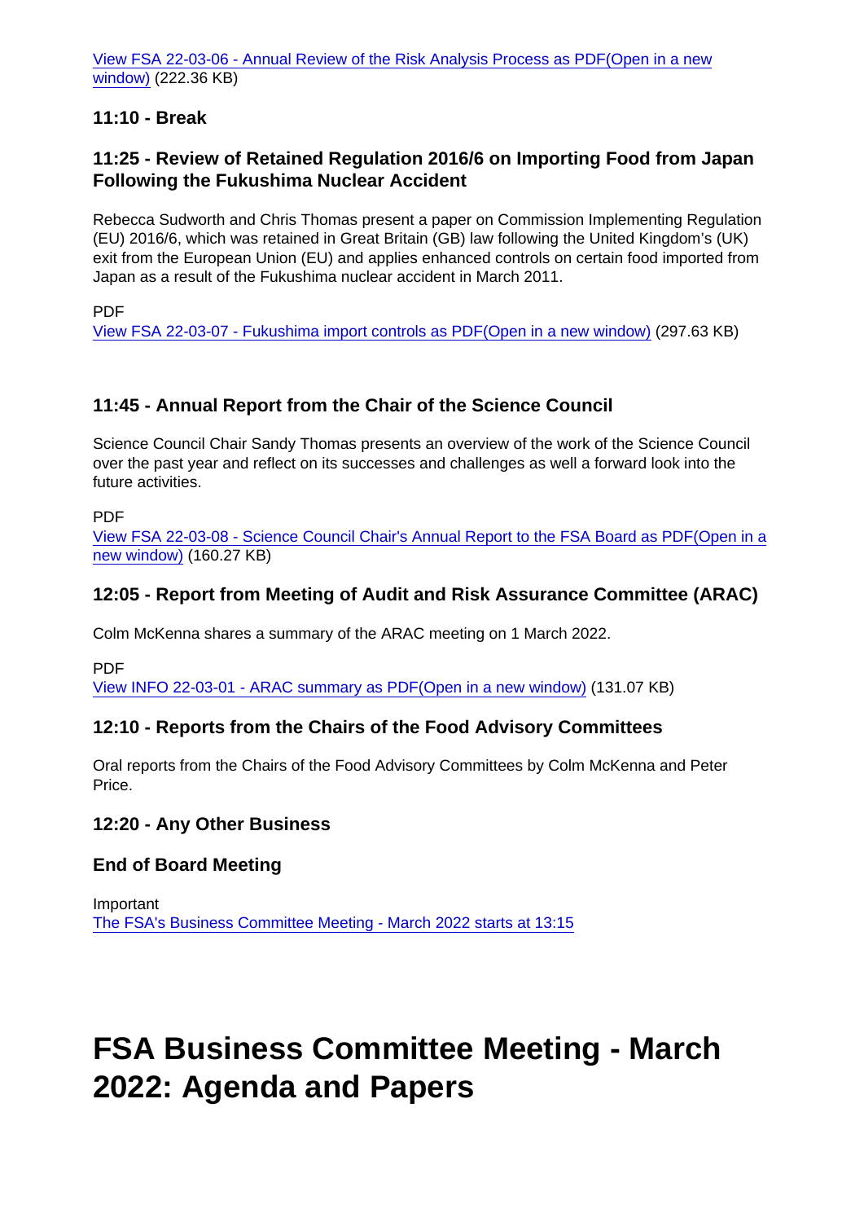[View FSA 22-03-06 - Annual Review of the Risk Analysis Process as PDF(Open in a new window)](#) (222.36 KB)

### 11:10 - Break

### 11:25 - Review of Retained Regulation 2016/6 on Importing Food from Japan Following the Fukushima Nuclear Accident

Rebecca Sudworth and Chris Thomas present a paper on Commission Implementing Regulation (EU) 2016/6, which was retained in Great Britain (GB) law following the United Kingdom's (UK) exit from the European Union (EU) and applies enhanced controls on certain food imported from Japan as a result of the Fukushima nuclear accident in March 2011.

PDF
[View FSA 22-03-07 - Fukushima import controls as PDF(Open in a new window)](#) (297.63 KB)

### 11:45 - Annual Report from the Chair of the Science Council

Science Council Chair Sandy Thomas presents an overview of the work of the Science Council over the past year and reflect on its successes and challenges as well a forward look into the future activities.

PDF
[View FSA 22-03-08 - Science Council Chair's Annual Report to the FSA Board as PDF(Open in a new window)](#) (160.27 KB)

### 12:05 - Report from Meeting of Audit and Risk Assurance Committee (ARAC)

Colm McKenna shares a summary of the ARAC meeting on 1 March 2022.

PDF
[View INFO 22-03-01 - ARAC summary as PDF(Open in a new window)](#) (131.07 KB)

### 12:10 - Reports from the Chairs of the Food Advisory Committees

Oral reports from the Chairs of the Food Advisory Committees by Colm McKenna and Peter Price.

### 12:20 - Any Other Business

### End of Board Meeting

Important
[The FSA's Business Committee Meeting - March 2022 starts at 13:15](#)

# FSA Business Committee Meeting - March 2022: Agenda and Papers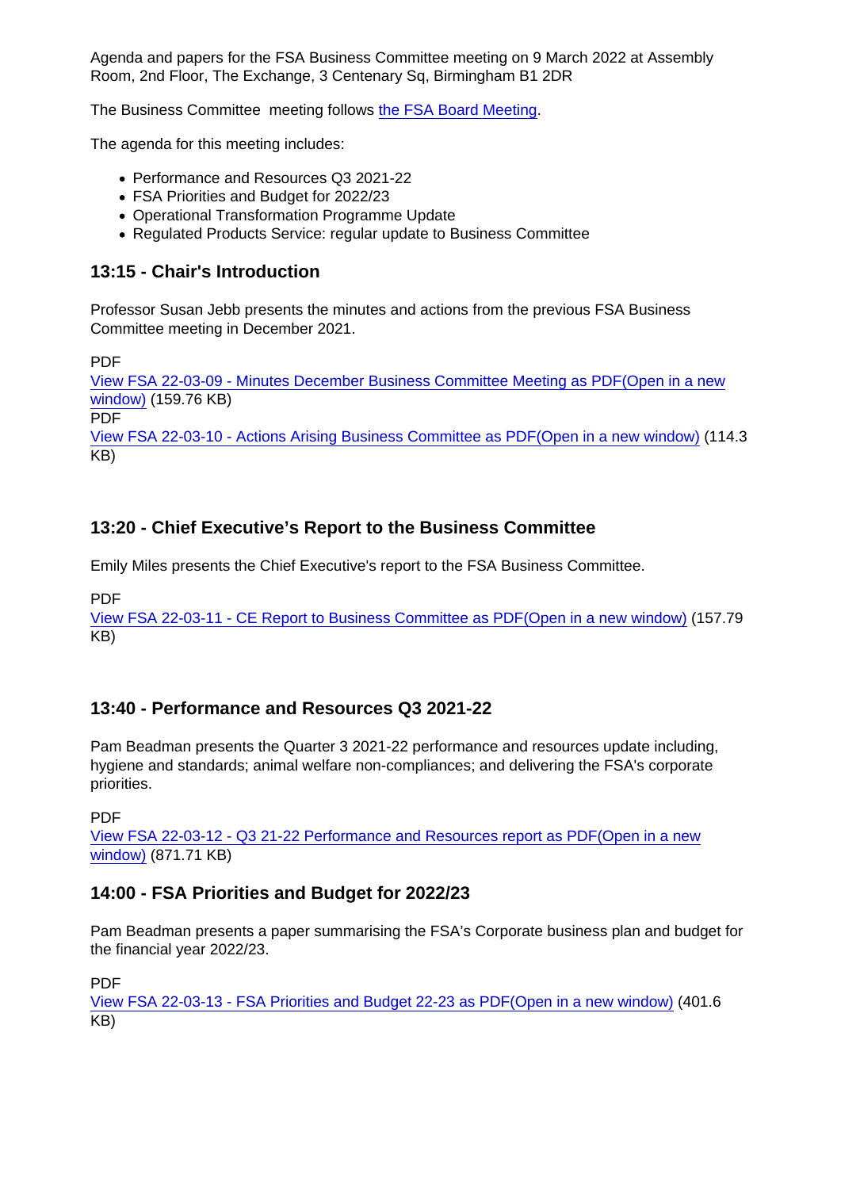Agenda and papers for the FSA Business Committee meeting on 9 March 2022 at Assembly Room, 2nd Floor, The Exchange, 3 Centenary Sq, Birmingham B1 2DR

The Business Committee meeting follows [the FSA Board Meeting](#).

The agenda for this meeting includes:

- Performance and Resources Q3 2021-22
- FSA Priorities and Budget for 2022/23
- Operational Transformation Programme Update
- Regulated Products Service: regular update to Business Committee

### 13:15 - Chair's Introduction

Professor Susan Jebb presents the minutes and actions from the previous FSA Business Committee meeting in December 2021.

PDF
[View FSA 22-03-09 - Minutes December Business Committee Meeting as PDF(Open in a new window)](#) (159.76 KB)
PDF
[View FSA 22-03-10 - Actions Arising Business Committee as PDF(Open in a new window)](#) (114.3 KB)

### 13:20 - Chief Executive's Report to the Business Committee

Emily Miles presents the Chief Executive's report to the FSA Business Committee.

PDF
[View FSA 22-03-11 - CE Report to Business Committee as PDF(Open in a new window)](#) (157.79 KB)

### 13:40 - Performance and Resources Q3 2021-22

Pam Beadman presents the Quarter 3 2021-22 performance and resources update including, hygiene and standards; animal welfare non-compliances; and delivering the FSA's corporate priorities.

PDF
[View FSA 22-03-12 - Q3 21-22 Performance and Resources report as PDF(Open in a new window)](#) (871.71 KB)

### 14:00 - FSA Priorities and Budget for 2022/23

Pam Beadman presents a paper summarising the FSA's Corporate business plan and budget for the financial year 2022/23.

PDF
[View FSA 22-03-13 - FSA Priorities and Budget 22-23 as PDF(Open in a new window)](#) (401.6 KB)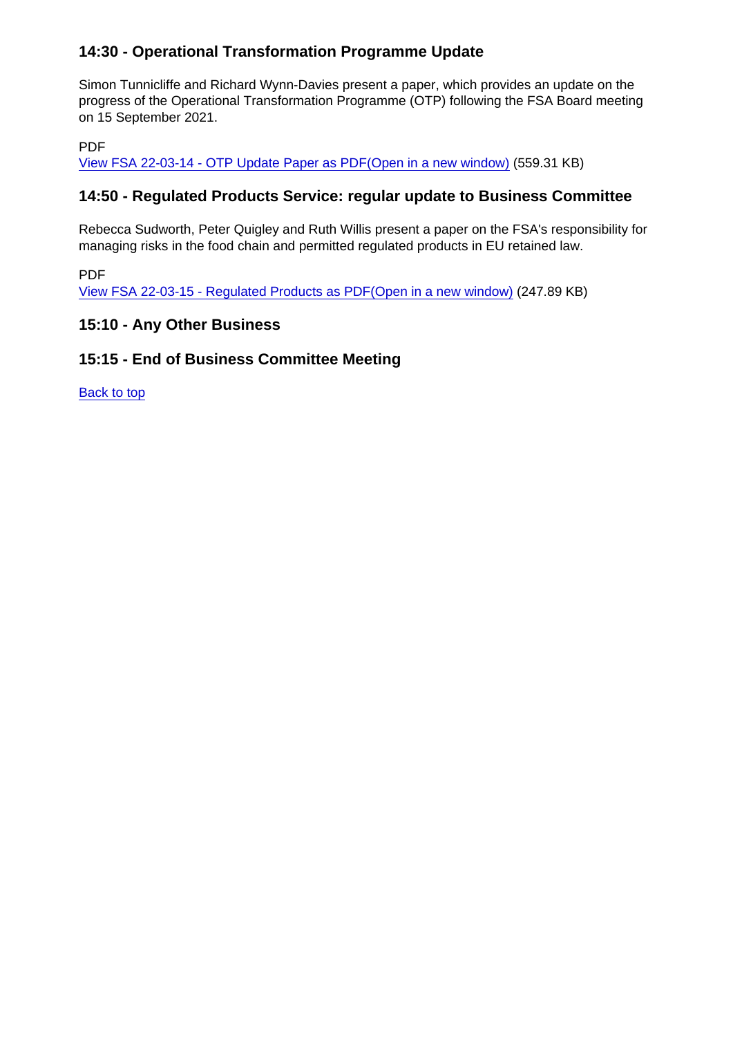### 14:30 - Operational Transformation Programme Update

Simon Tunnicliffe and Richard Wynn-Davies present a paper, which provides an update on the progress of the Operational Transformation Programme (OTP) following the FSA Board meeting on 15 September 2021.

PDF
View FSA 22-03-14 - OTP Update Paper as PDF(Open in a new window) (559.31 KB)

### 14:50 - Regulated Products Service: regular update to Business Committee

Rebecca Sudworth, Peter Quigley and Ruth Willis present a paper on the FSA's responsibility for managing risks in the food chain and permitted regulated products in EU retained law.

PDF
View FSA 22-03-15 - Regulated Products as PDF(Open in a new window) (247.89 KB)

### 15:10 - Any Other Business

### 15:15 - End of Business Committee Meeting

Back to top